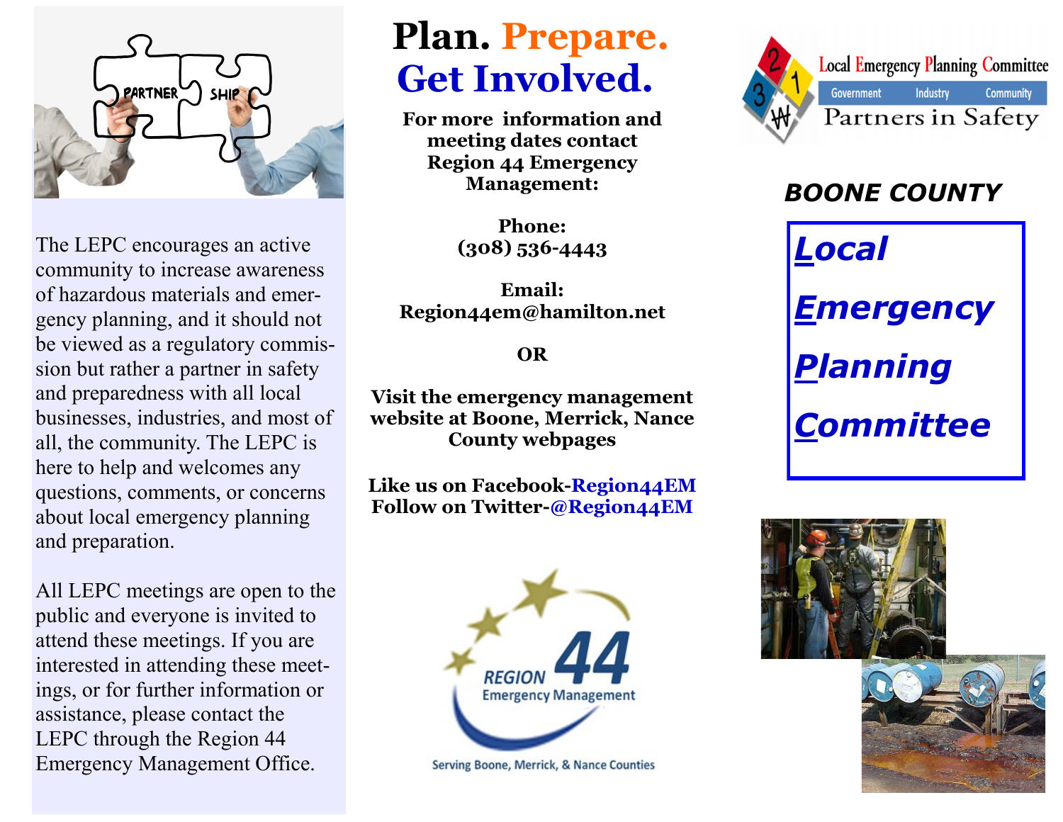The LEPC encourages an active community to increase awareness of hazardous materials and emergency planning, and it should not be viewed as a regulatory commission but rather a partner in safety and preparedness with all local businesses, industries, and most of all, the community. The LEPC is here to help and welcomes any questions, comments, or concerns about local emergency planning and preparation.

All LEPC meetings are open to the public and everyone is invited to attend these meetings. If you are interested in attending these meetings, or for further information or assistance, please contact the LEPC through the Region 44 Emergency Management Office.

# Plan. Prepare. Get Involved.

**For more information and meeting dates contact Region 44 Emergency Management:**

**Phone:**
**(308) 536-4443**

**Email:**
**Region44em@hamilton.net**

**OR**

**Visit the emergency management website at Boone, Merrick, Nance County webpages**

**Like us on Facebook-Region44EM**
**Follow on Twitter-@Region44EM**

REGION 44 Emergency Management

Serving Boone, Merrick, & Nance Counties

Local Emergency Planning Committee
Government Industry Community
Partners in Safety

## BOONE COUNTY

# *Local Emergency Planning Committee*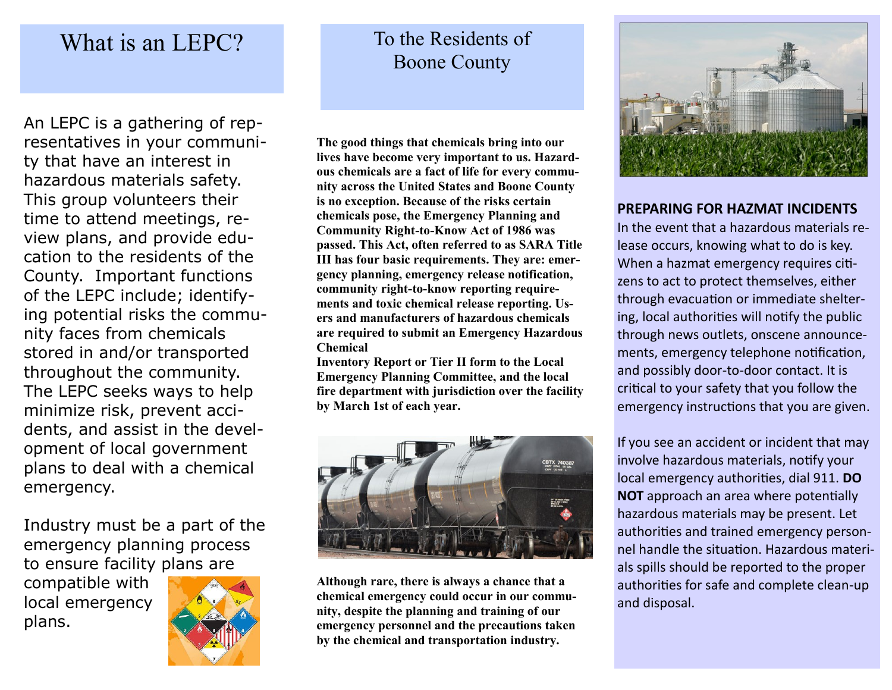# What is an LEPC?

An LEPC is a gathering of representatives in your community that have an interest in hazardous materials safety. This group volunteers their time to attend meetings, review plans, and provide education to the residents of the County. Important functions of the LEPC include; identifying potential risks the community faces from chemicals stored in and/or transported throughout the community. The LEPC seeks ways to help minimize risk, prevent accidents, and assist in the development of local government plans to deal with a chemical emergency.

Industry must be a part of the emergency planning process to ensure facility plans are compatible with local emergency plans.

# To the Residents of Boone County

**The good things that chemicals bring into our lives have become very important to us. Hazardous chemicals are a fact of life for every community across the United States and Boone County is no exception. Because of the risks certain chemicals pose, the Emergency Planning and Community Right-to-Know Act of 1986 was passed. This Act, often referred to as SARA Title III has four basic requirements. They are: emergency planning, emergency release notification, community right-to-know reporting requirements and toxic chemical release reporting. Users and manufacturers of hazardous chemicals are required to submit an Emergency Hazardous Chemical**
**Inventory Report or Tier II form to the Local Emergency Planning Committee, and the local fire department with jurisdiction over the facility by March 1st of each year.**

**Although rare, there is always a chance that a chemical emergency could occur in our community, despite the planning and training of our emergency personnel and the precautions taken by the chemical and transportation industry.**

**PREPARING FOR HAZMAT INCIDENTS**

In the event that a hazardous materials release occurs, knowing what to do is key. When a hazmat emergency requires citizens to act to protect themselves, either through evacuation or immediate sheltering, local authorities will notify the public through news outlets, onscene announcements, emergency telephone notification, and possibly door-to-door contact. It is critical to your safety that you follow the emergency instructions that you are given.

If you see an accident or incident that may involve hazardous materials, notify your local emergency authorities, dial 911. **DO NOT** approach an area where potentially hazardous materials may be present. Let authorities and trained emergency personnel handle the situation. Hazardous materials spills should be reported to the proper authorities for safe and complete clean-up and disposal.